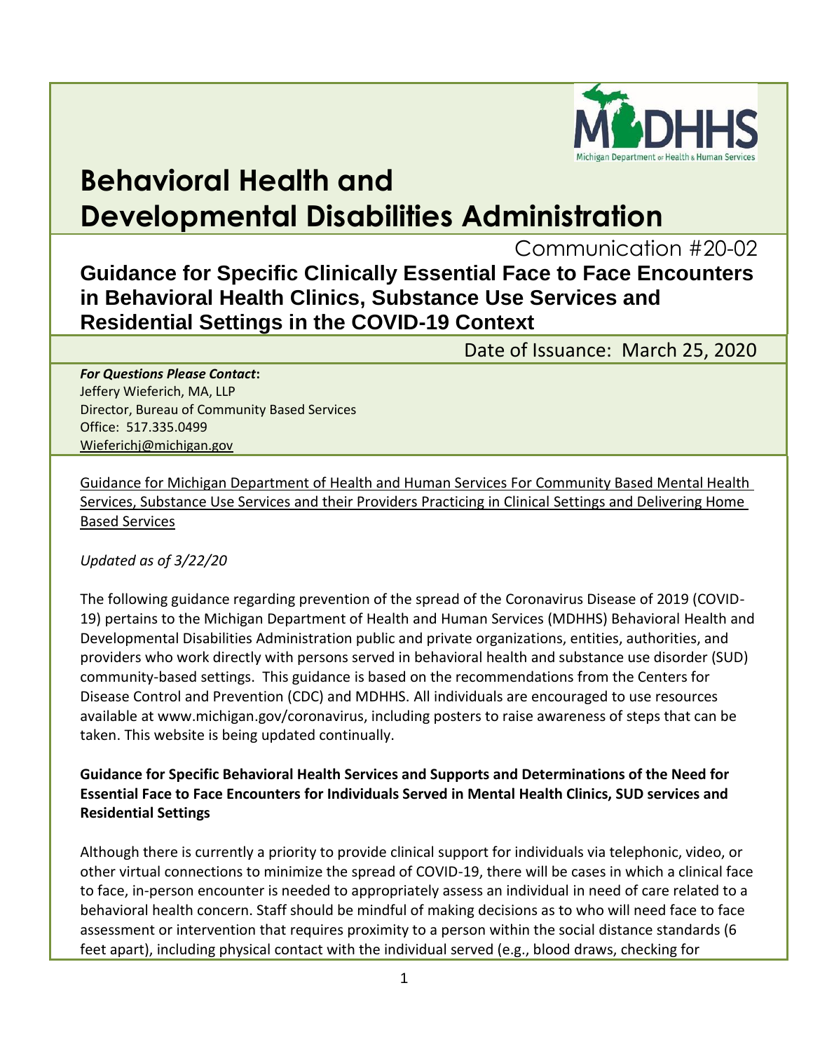# Behavioral Health and Developmental Disabilities Administration

Communication #20-02

## Guidance for Specific Clinically Essential Face to Face Encounters in Behavioral Health Clinics, Substance Use Services and Residential Settings in the COVID-19 Context

Date of Issuance: March 25, 2020

***For Questions Please Contact*:**
Jeffery Wieferich, MA, LLP
Director, Bureau of Community Based Services
Office: 517.335.0499
Wieferichj@michigan.gov

Guidance for Michigan Department of Health and Human Services For Community Based Mental Health Services, Substance Use Services and their Providers Practicing in Clinical Settings and Delivering Home Based Services

*Updated as of 3/22/20*

The following guidance regarding prevention of the spread of the Coronavirus Disease of 2019 (COVID-19) pertains to the Michigan Department of Health and Human Services (MDHHS) Behavioral Health and Developmental Disabilities Administration public and private organizations, entities, authorities, and providers who work directly with persons served in behavioral health and substance use disorder (SUD) community-based settings. This guidance is based on the recommendations from the Centers for Disease Control and Prevention (CDC) and MDHHS. All individuals are encouraged to use resources available at www.michigan.gov/coronavirus, including posters to raise awareness of steps that can be taken. This website is being updated continually.

**Guidance for Specific Behavioral Health Services and Supports and Determinations of the Need for Essential Face to Face Encounters for Individuals Served in Mental Health Clinics, SUD services and Residential Settings**

Although there is currently a priority to provide clinical support for individuals via telephonic, video, or other virtual connections to minimize the spread of COVID-19, there will be cases in which a clinical face to face, in-person encounter is needed to appropriately assess an individual in need of care related to a behavioral health concern. Staff should be mindful of making decisions as to who will need face to face assessment or intervention that requires proximity to a person within the social distance standards (6 feet apart), including physical contact with the individual served (e.g., blood draws, checking for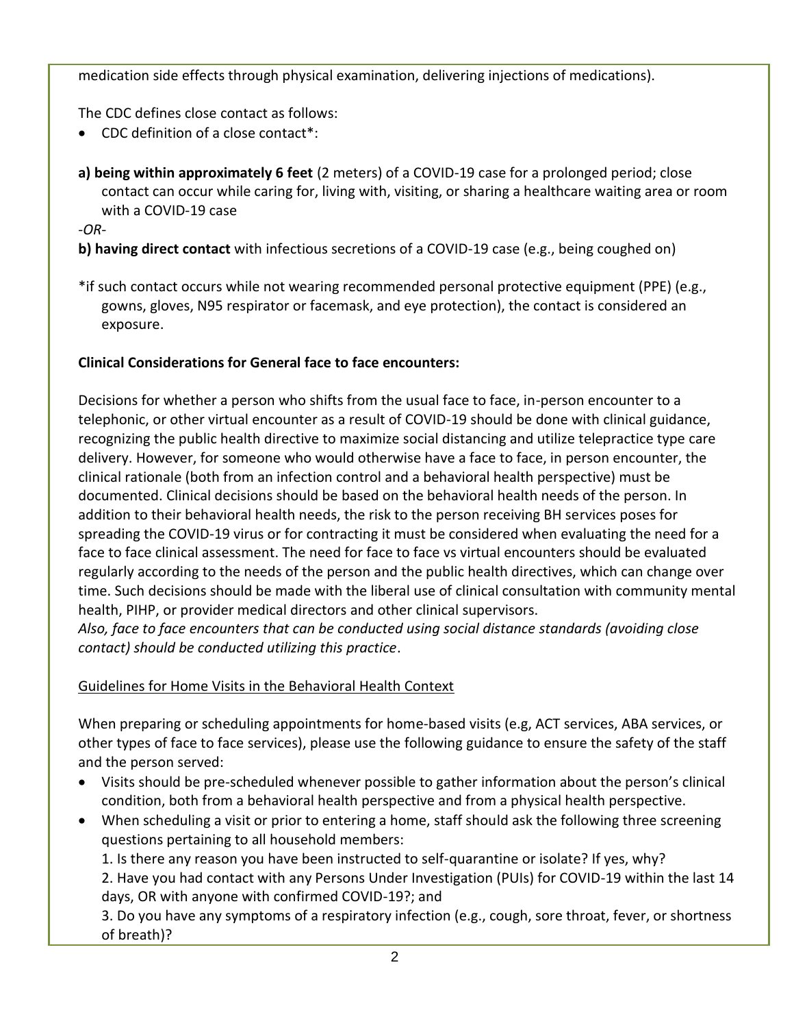medication side effects through physical examination, delivering injections of medications).

The CDC defines close contact as follows:

- CDC definition of a close contact*:

**a) being within approximately 6 feet** (2 meters) of a COVID-19 case for a prolonged period; close contact can occur while caring for, living with, visiting, or sharing a healthcare waiting area or room with a COVID-19 case

*-OR-*

**b) having direct contact** with infectious secretions of a COVID-19 case (e.g., being coughed on)

*if such contact occurs while not wearing recommended personal protective equipment (PPE) (e.g., gowns, gloves, N95 respirator or facemask, and eye protection), the contact is considered an exposure.

**Clinical Considerations for General face to face encounters:**

Decisions for whether a person who shifts from the usual face to face, in-person encounter to a telephonic, or other virtual encounter as a result of COVID-19 should be done with clinical guidance, recognizing the public health directive to maximize social distancing and utilize telepractice type care delivery. However, for someone who would otherwise have a face to face, in person encounter, the clinical rationale (both from an infection control and a behavioral health perspective) must be documented. Clinical decisions should be based on the behavioral health needs of the person. In addition to their behavioral health needs, the risk to the person receiving BH services poses for spreading the COVID-19 virus or for contracting it must be considered when evaluating the need for a face to face clinical assessment. The need for face to face vs virtual encounters should be evaluated regularly according to the needs of the person and the public health directives, which can change over time. Such decisions should be made with the liberal use of clinical consultation with community mental health, PIHP, or provider medical directors and other clinical supervisors.
*Also, face to face encounters that can be conducted using social distance standards (avoiding close contact) should be conducted utilizing this practice*.

<u>Guidelines for Home Visits in the Behavioral Health Context</u>

When preparing or scheduling appointments for home-based visits (e.g, ACT services, ABA services, or other types of face to face services), please use the following guidance to ensure the safety of the staff and the person served:

- Visits should be pre-scheduled whenever possible to gather information about the person's clinical condition, both from a behavioral health perspective and from a physical health perspective.
- When scheduling a visit or prior to entering a home, staff should ask the following three screening questions pertaining to all household members:
  1. Is there any reason you have been instructed to self-quarantine or isolate? If yes, why?
  2. Have you had contact with any Persons Under Investigation (PUIs) for COVID-19 within the last 14 days, OR with anyone with confirmed COVID-19?; and
  3. Do you have any symptoms of a respiratory infection (e.g., cough, sore throat, fever, or shortness of breath)?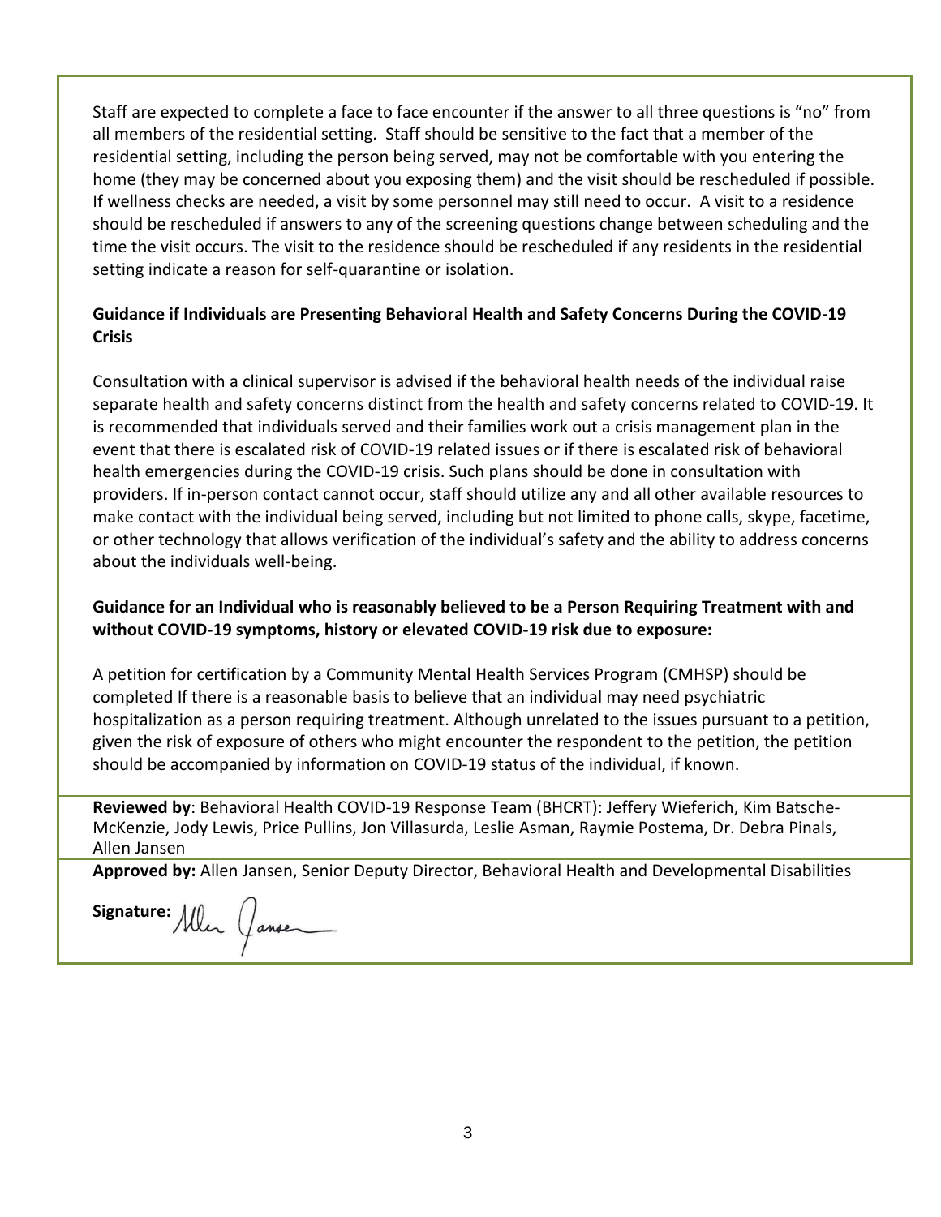Staff are expected to complete a face to face encounter if the answer to all three questions is "no" from all members of the residential setting. Staff should be sensitive to the fact that a member of the residential setting, including the person being served, may not be comfortable with you entering the home (they may be concerned about you exposing them) and the visit should be rescheduled if possible. If wellness checks are needed, a visit by some personnel may still need to occur. A visit to a residence should be rescheduled if answers to any of the screening questions change between scheduling and the time the visit occurs. The visit to the residence should be rescheduled if any residents in the residential setting indicate a reason for self-quarantine or isolation.

**Guidance if Individuals are Presenting Behavioral Health and Safety Concerns During the COVID-19 Crisis**

Consultation with a clinical supervisor is advised if the behavioral health needs of the individual raise separate health and safety concerns distinct from the health and safety concerns related to COVID-19. It is recommended that individuals served and their families work out a crisis management plan in the event that there is escalated risk of COVID-19 related issues or if there is escalated risk of behavioral health emergencies during the COVID-19 crisis. Such plans should be done in consultation with providers. If in-person contact cannot occur, staff should utilize any and all other available resources to make contact with the individual being served, including but not limited to phone calls, skype, facetime, or other technology that allows verification of the individual's safety and the ability to address concerns about the individuals well-being.

**Guidance for an Individual who is reasonably believed to be a Person Requiring Treatment with and without COVID-19 symptoms, history or elevated COVID-19 risk due to exposure:**

A petition for certification by a Community Mental Health Services Program (CMHSP) should be completed If there is a reasonable basis to believe that an individual may need psychiatric hospitalization as a person requiring treatment. Although unrelated to the issues pursuant to a petition, given the risk of exposure of others who might encounter the respondent to the petition, the petition should be accompanied by information on COVID-19 status of the individual, if known.

**Reviewed by**: Behavioral Health COVID-19 Response Team (BHCRT): Jeffery Wieferich, Kim Batsche-McKenzie, Jody Lewis, Price Pullins, Jon Villasurda, Leslie Asman, Raymie Postema, Dr. Debra Pinals, Allen Jansen

**Approved by:** Allen Jansen, Senior Deputy Director, Behavioral Health and Developmental Disabilities

**Signature:** Allen Jansen